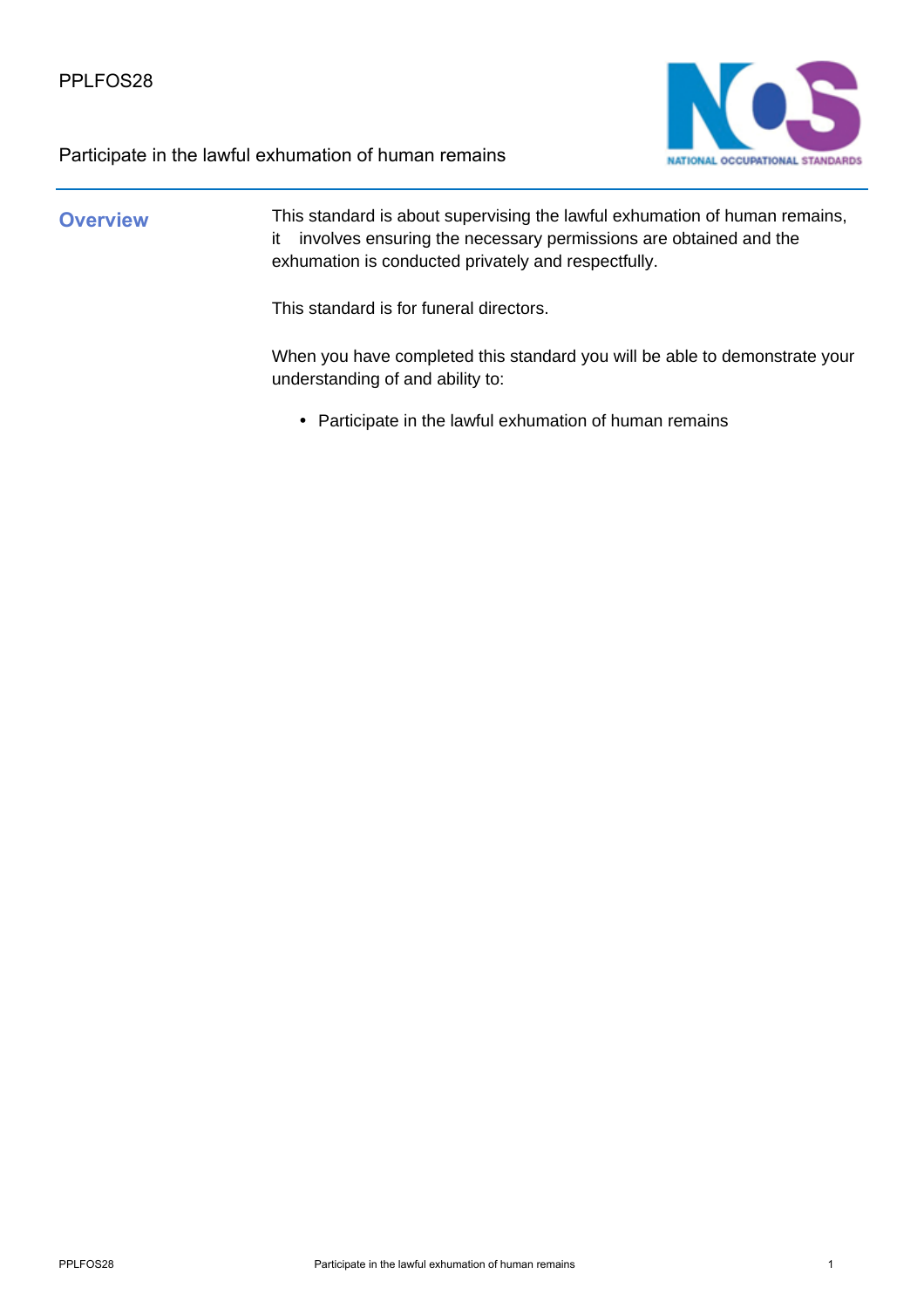PPLFOS28

Participate in the lawful exhumation of human remains

## Overview

This standard is about supervising the lawful exhumation of human remains, it involves ensuring the necessary permissions are obtained and the exhumation is conducted privately and respectfully.

This standard is for funeral directors.

When you have completed this standard you will be able to demonstrate your understanding of and ability to:

- Participate in the lawful exhumation of human remains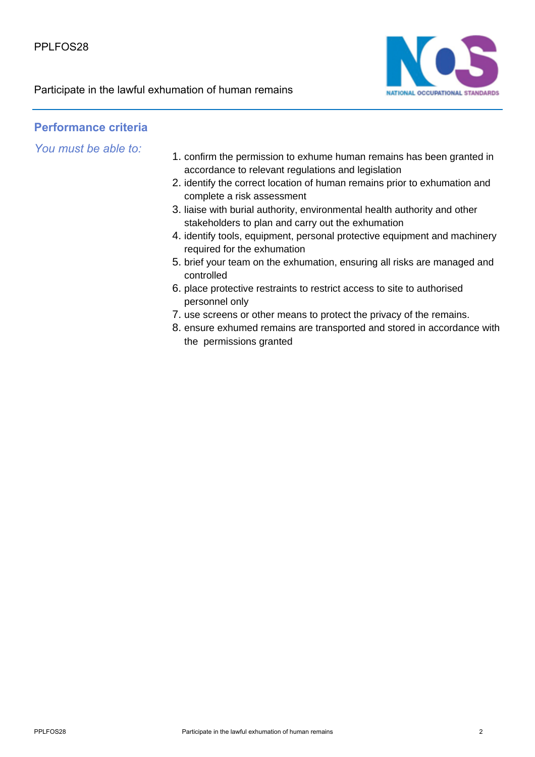## Performance criteria

*You must be able to:*

1. confirm the permission to exhume human remains has been granted in accordance to relevant regulations and legislation
2. identify the correct location of human remains prior to exhumation and complete a risk assessment
3. liaise with burial authority, environmental health authority and other stakeholders to plan and carry out the exhumation
4. identify tools, equipment, personal protective equipment and machinery required for the exhumation
5. brief your team on the exhumation, ensuring all risks are managed and controlled
6. place protective restraints to restrict access to site to authorised personnel only
7. use screens or other means to protect the privacy of the remains.
8. ensure exhumed remains are transported and stored in accordance with the permissions granted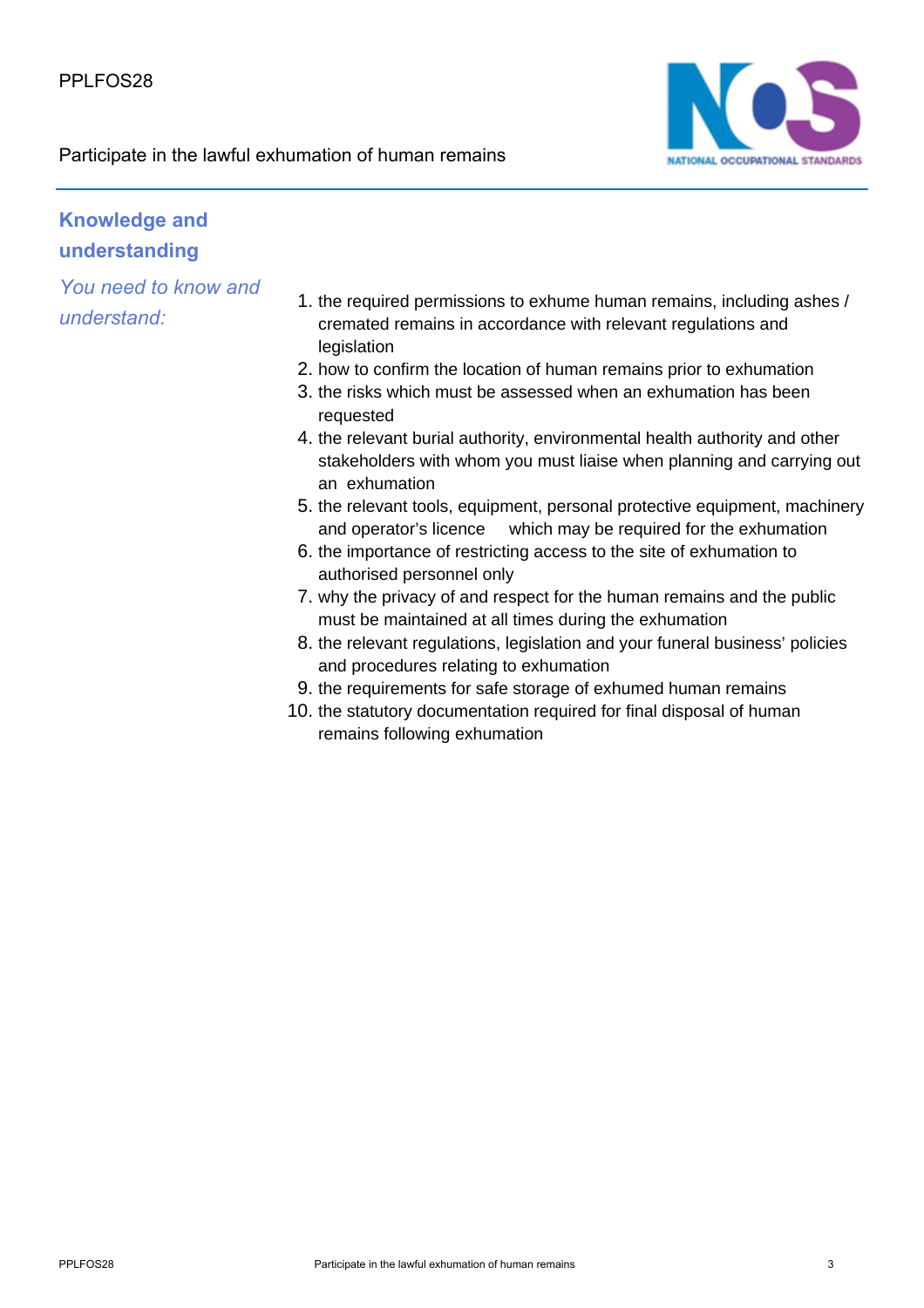## Knowledge and understanding

*You need to know and understand:*

1. the required permissions to exhume human remains, including ashes / cremated remains in accordance with relevant regulations and legislation
2. how to confirm the location of human remains prior to exhumation
3. the risks which must be assessed when an exhumation has been requested
4. the relevant burial authority, environmental health authority and other stakeholders with whom you must liaise when planning and carrying out an exhumation
5. the relevant tools, equipment, personal protective equipment, machinery and operator's licence which may be required for the exhumation
6. the importance of restricting access to the site of exhumation to authorised personnel only
7. why the privacy of and respect for the human remains and the public must be maintained at all times during the exhumation
8. the relevant regulations, legislation and your funeral business' policies and procedures relating to exhumation
9. the requirements for safe storage of exhumed human remains
10. the statutory documentation required for final disposal of human remains following exhumation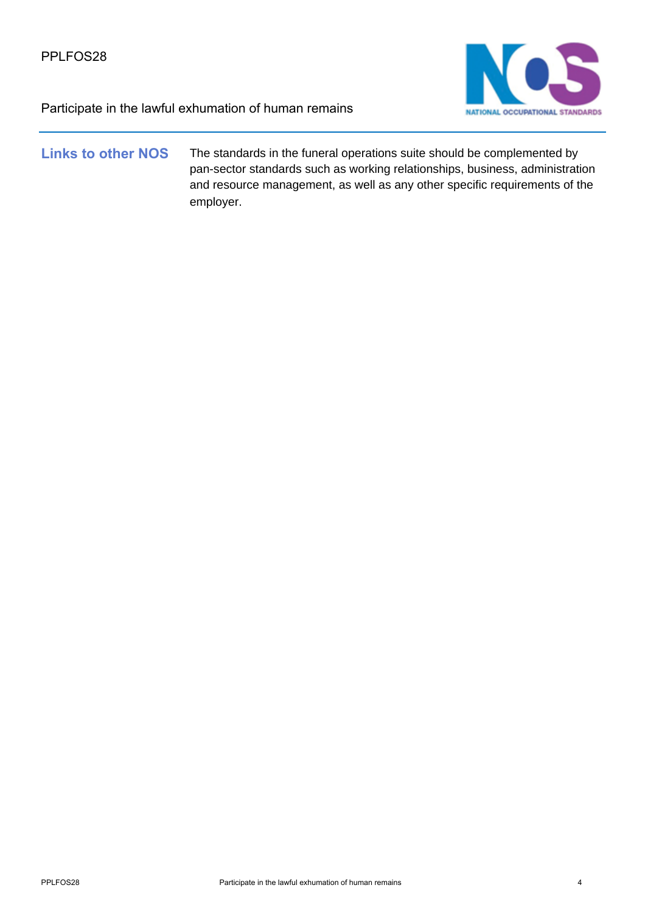## Links to other NOS

The standards in the funeral operations suite should be complemented by pan-sector standards such as working relationships, business, administration and resource management, as well as any other specific requirements of the employer.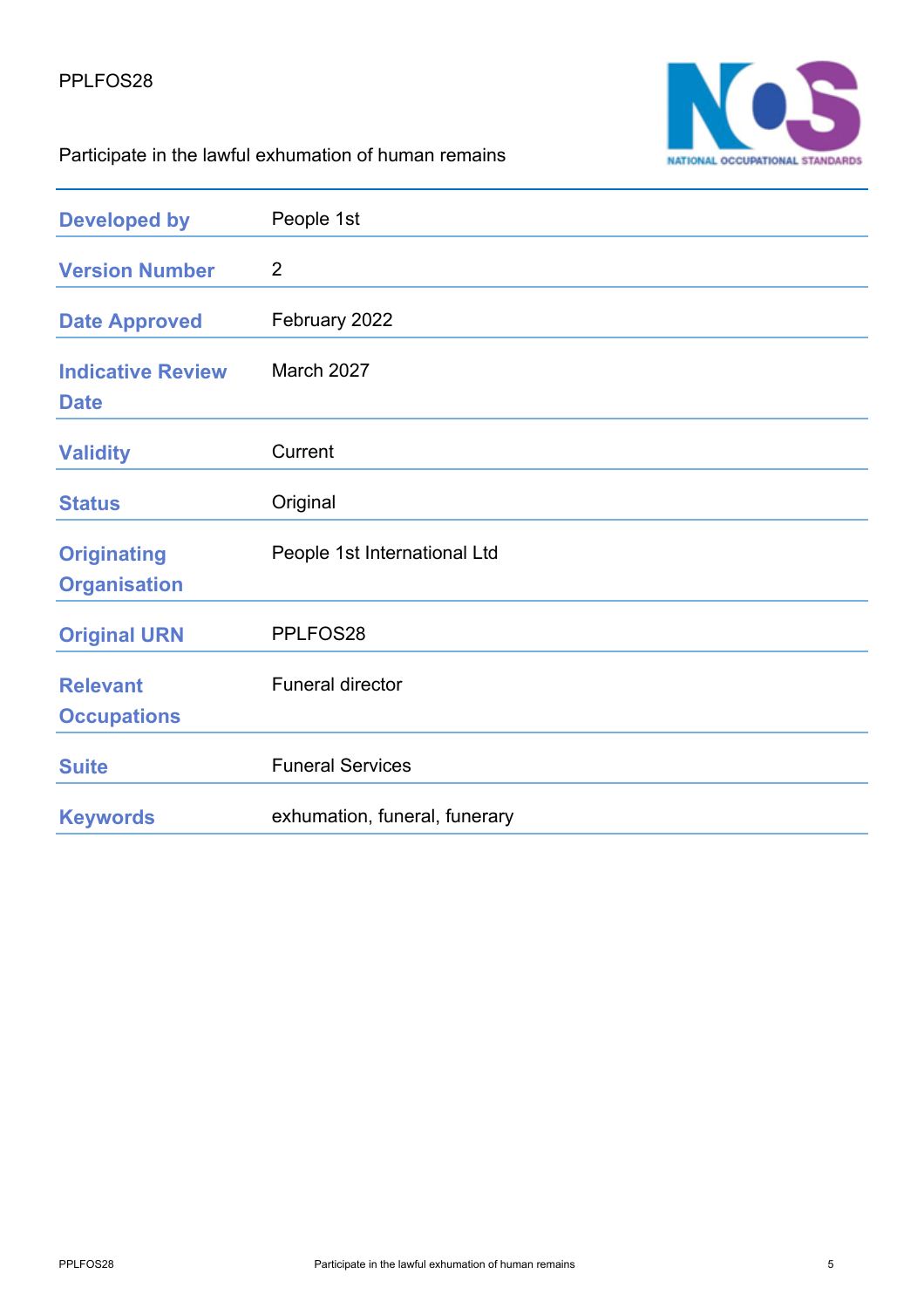PPLFOS28

Participate in the lawful exhumation of human remains

| | |
|---|---|
| **Developed by** | People 1st |
| **Version Number** | 2 |
| **Date Approved** | February 2022 |
| **Indicative Review Date** | March 2027 |
| **Validity** | Current |
| **Status** | Original |
| **Originating Organisation** | People 1st International Ltd |
| **Original URN** | PPLFOS28 |
| **Relevant Occupations** | Funeral director |
| **Suite** | Funeral Services |
| **Keywords** | exhumation, funeral, funerary |